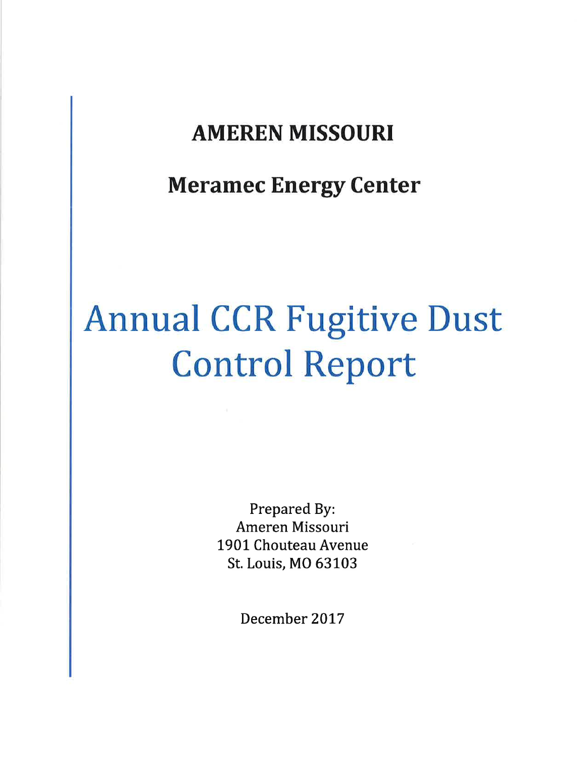# AMEREN MISSOURI

## Meramec Energy Center

# Annual CCR Fugitive Dust Control Report

Prepared By:
Ameren Missouri
1901 Chouteau Avenue
St. Louis, MO 63103

December 2017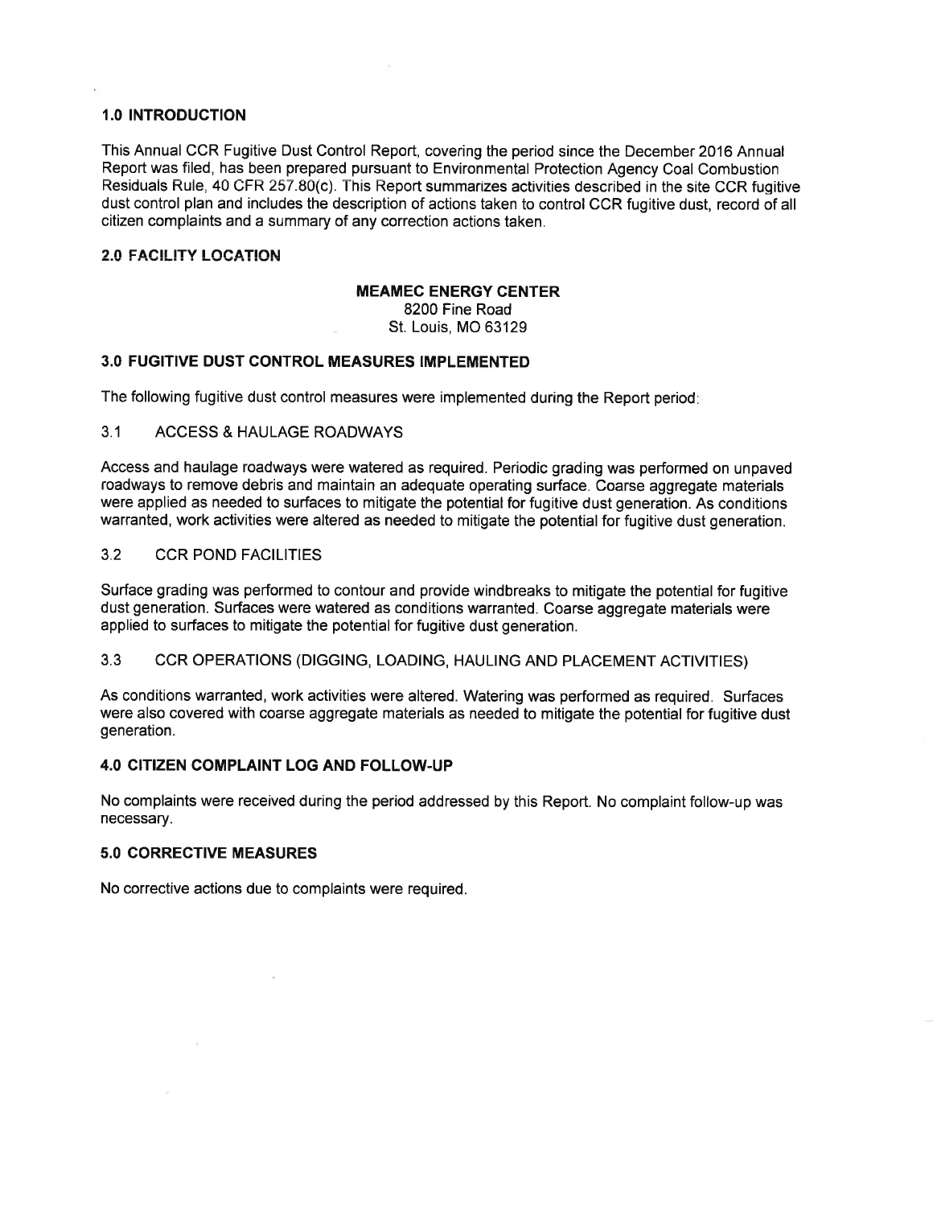## 1.0 INTRODUCTION

This Annual CCR Fugitive Dust Control Report, covering the period since the December 2016 Annual Report was filed, has been prepared pursuant to Environmental Protection Agency Coal Combustion Residuals Rule, 40 CFR 257.80(c). This Report summarizes activities described in the site CCR fugitive dust control plan and includes the description of actions taken to control CCR fugitive dust, record of all citizen complaints and a summary of any correction actions taken.

## 2.0 FACILITY LOCATION

**MEAMEC ENERGY CENTER**
8200 Fine Road
St. Louis, MO 63129

## 3.0 FUGITIVE DUST CONTROL MEASURES IMPLEMENTED

The following fugitive dust control measures were implemented during the Report period:

### 3.1 ACCESS & HAULAGE ROADWAYS

Access and haulage roadways were watered as required. Periodic grading was performed on unpaved roadways to remove debris and maintain an adequate operating surface. Coarse aggregate materials were applied as needed to surfaces to mitigate the potential for fugitive dust generation. As conditions warranted, work activities were altered as needed to mitigate the potential for fugitive dust generation.

### 3.2 CCR POND FACILITIES

Surface grading was performed to contour and provide windbreaks to mitigate the potential for fugitive dust generation. Surfaces were watered as conditions warranted. Coarse aggregate materials were applied to surfaces to mitigate the potential for fugitive dust generation.

### 3.3 CCR OPERATIONS (DIGGING, LOADING, HAULING AND PLACEMENT ACTIVITIES)

As conditions warranted, work activities were altered. Watering was performed as required. Surfaces were also covered with coarse aggregate materials as needed to mitigate the potential for fugitive dust generation.

## 4.0 CITIZEN COMPLAINT LOG AND FOLLOW-UP

No complaints were received during the period addressed by this Report. No complaint follow-up was necessary.

## 5.0 CORRECTIVE MEASURES

No corrective actions due to complaints were required.